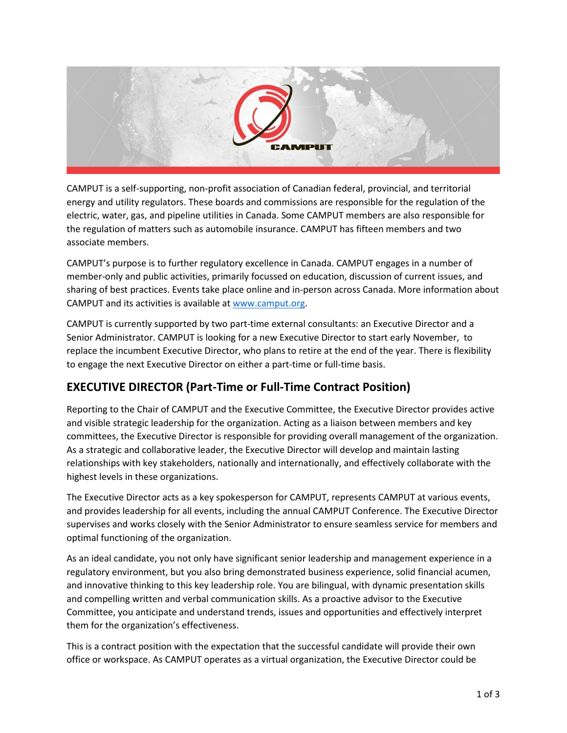CAMPUT is a self-supporting, non-profit association of Canadian federal, provincial, and territorial energy and utility regulators. These boards and commissions are responsible for the regulation of the electric, water, gas, and pipeline utilities in Canada. Some CAMPUT members are also responsible for the regulation of matters such as automobile insurance. CAMPUT has fifteen members and two associate members.

CAMPUT's purpose is to further regulatory excellence in Canada. CAMPUT engages in a number of member-only and public activities, primarily focussed on education, discussion of current issues, and sharing of best practices. Events take place online and in-person across Canada. More information about CAMPUT and its activities is available at [www.camput.org](http://www.camput.org).

CAMPUT is currently supported by two part-time external consultants: an Executive Director and a Senior Administrator. CAMPUT is looking for a new Executive Director to start early November, to replace the incumbent Executive Director, who plans to retire at the end of the year. There is flexibility to engage the next Executive Director on either a part-time or full-time basis.

## EXECUTIVE DIRECTOR (Part-Time or Full-Time Contract Position)

Reporting to the Chair of CAMPUT and the Executive Committee, the Executive Director provides active and visible strategic leadership for the organization. Acting as a liaison between members and key committees, the Executive Director is responsible for providing overall management of the organization. As a strategic and collaborative leader, the Executive Director will develop and maintain lasting relationships with key stakeholders, nationally and internationally, and effectively collaborate with the highest levels in these organizations.

The Executive Director acts as a key spokesperson for CAMPUT, represents CAMPUT at various events, and provides leadership for all events, including the annual CAMPUT Conference. The Executive Director supervises and works closely with the Senior Administrator to ensure seamless service for members and optimal functioning of the organization.

As an ideal candidate, you not only have significant senior leadership and management experience in a regulatory environment, but you also bring demonstrated business experience, solid financial acumen, and innovative thinking to this key leadership role. You are bilingual, with dynamic presentation skills and compelling written and verbal communication skills. As a proactive advisor to the Executive Committee, you anticipate and understand trends, issues and opportunities and effectively interpret them for the organization's effectiveness.

This is a contract position with the expectation that the successful candidate will provide their own office or workspace. As CAMPUT operates as a virtual organization, the Executive Director could be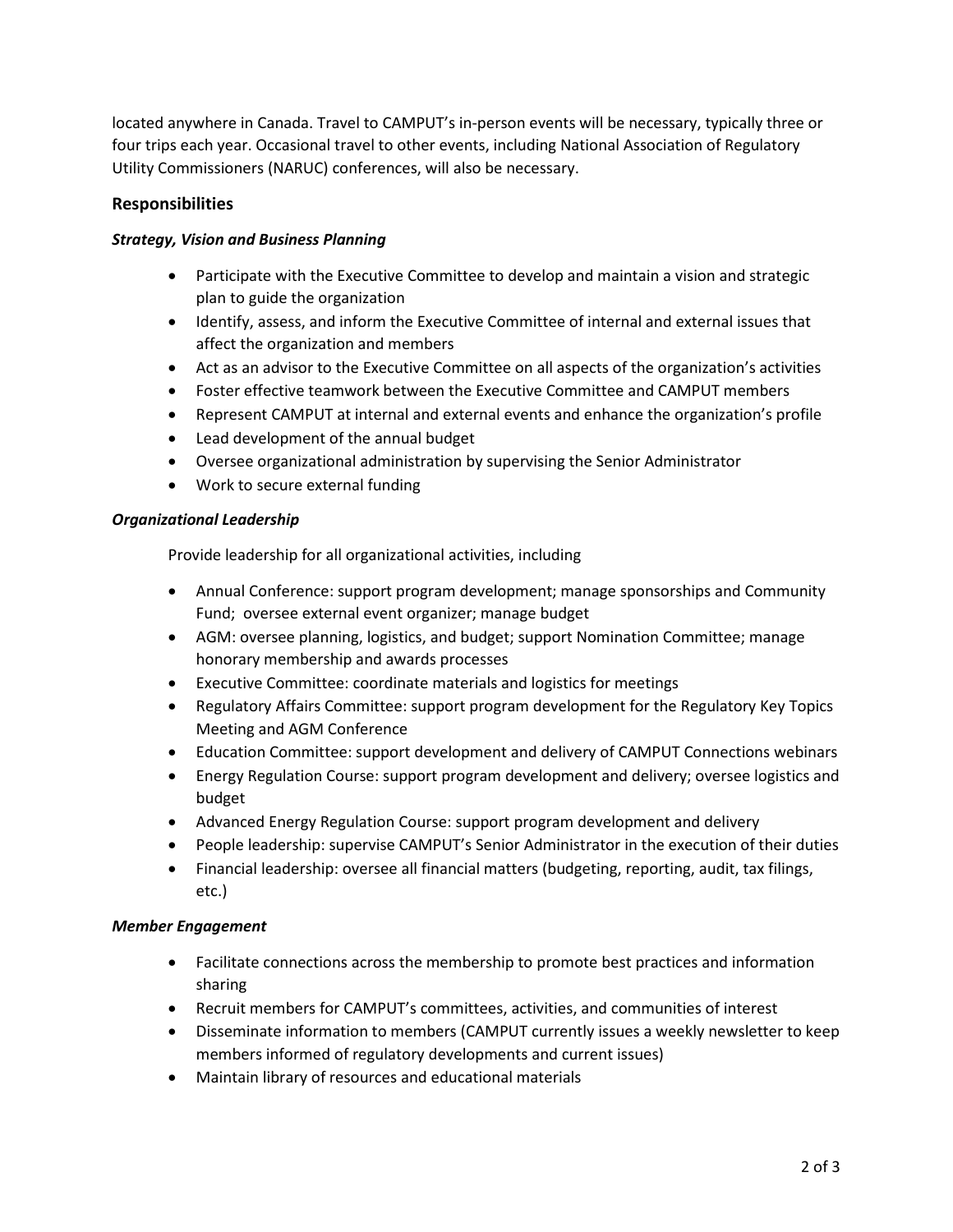located anywhere in Canada. Travel to CAMPUT's in-person events will be necessary, typically three or four trips each year. Occasional travel to other events, including National Association of Regulatory Utility Commissioners (NARUC) conferences, will also be necessary.

## Responsibilities

### *Strategy, Vision and Business Planning*

- Participate with the Executive Committee to develop and maintain a vision and strategic plan to guide the organization
- Identify, assess, and inform the Executive Committee of internal and external issues that affect the organization and members
- Act as an advisor to the Executive Committee on all aspects of the organization's activities
- Foster effective teamwork between the Executive Committee and CAMPUT members
- Represent CAMPUT at internal and external events and enhance the organization's profile
- Lead development of the annual budget
- Oversee organizational administration by supervising the Senior Administrator
- Work to secure external funding

### *Organizational Leadership*

Provide leadership for all organizational activities, including

- Annual Conference: support program development; manage sponsorships and Community Fund; oversee external event organizer; manage budget
- AGM: oversee planning, logistics, and budget; support Nomination Committee; manage honorary membership and awards processes
- Executive Committee: coordinate materials and logistics for meetings
- Regulatory Affairs Committee: support program development for the Regulatory Key Topics Meeting and AGM Conference
- Education Committee: support development and delivery of CAMPUT Connections webinars
- Energy Regulation Course: support program development and delivery; oversee logistics and budget
- Advanced Energy Regulation Course: support program development and delivery
- People leadership: supervise CAMPUT's Senior Administrator in the execution of their duties
- Financial leadership: oversee all financial matters (budgeting, reporting, audit, tax filings, etc.)

### *Member Engagement*

- Facilitate connections across the membership to promote best practices and information sharing
- Recruit members for CAMPUT's committees, activities, and communities of interest
- Disseminate information to members (CAMPUT currently issues a weekly newsletter to keep members informed of regulatory developments and current issues)
- Maintain library of resources and educational materials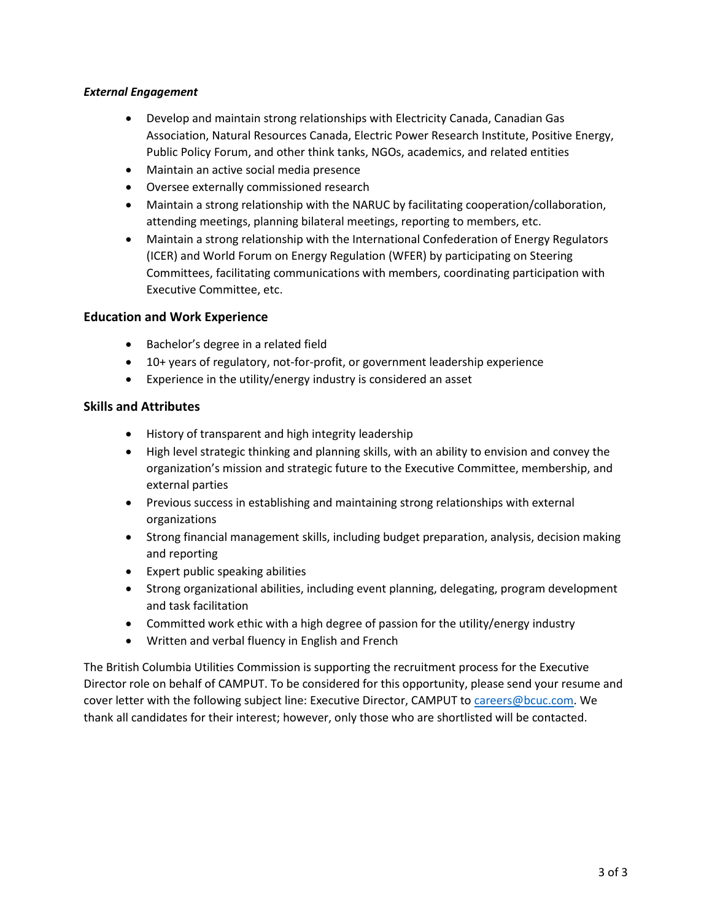***External Engagement***

- Develop and maintain strong relationships with Electricity Canada, Canadian Gas Association, Natural Resources Canada, Electric Power Research Institute, Positive Energy, Public Policy Forum, and other think tanks, NGOs, academics, and related entities
- Maintain an active social media presence
- Oversee externally commissioned research
- Maintain a strong relationship with the NARUC by facilitating cooperation/collaboration, attending meetings, planning bilateral meetings, reporting to members, etc.
- Maintain a strong relationship with the International Confederation of Energy Regulators (ICER) and World Forum on Energy Regulation (WFER) by participating on Steering Committees, facilitating communications with members, coordinating participation with Executive Committee, etc.

## Education and Work Experience

- Bachelor's degree in a related field
- 10+ years of regulatory, not-for-profit, or government leadership experience
- Experience in the utility/energy industry is considered an asset

## Skills and Attributes

- History of transparent and high integrity leadership
- High level strategic thinking and planning skills, with an ability to envision and convey the organization's mission and strategic future to the Executive Committee, membership, and external parties
- Previous success in establishing and maintaining strong relationships with external organizations
- Strong financial management skills, including budget preparation, analysis, decision making and reporting
- Expert public speaking abilities
- Strong organizational abilities, including event planning, delegating, program development and task facilitation
- Committed work ethic with a high degree of passion for the utility/energy industry
- Written and verbal fluency in English and French

The British Columbia Utilities Commission is supporting the recruitment process for the Executive Director role on behalf of CAMPUT. To be considered for this opportunity, please send your resume and cover letter with the following subject line: Executive Director, CAMPUT to careers@bcuc.com. We thank all candidates for their interest; however, only those who are shortlisted will be contacted.